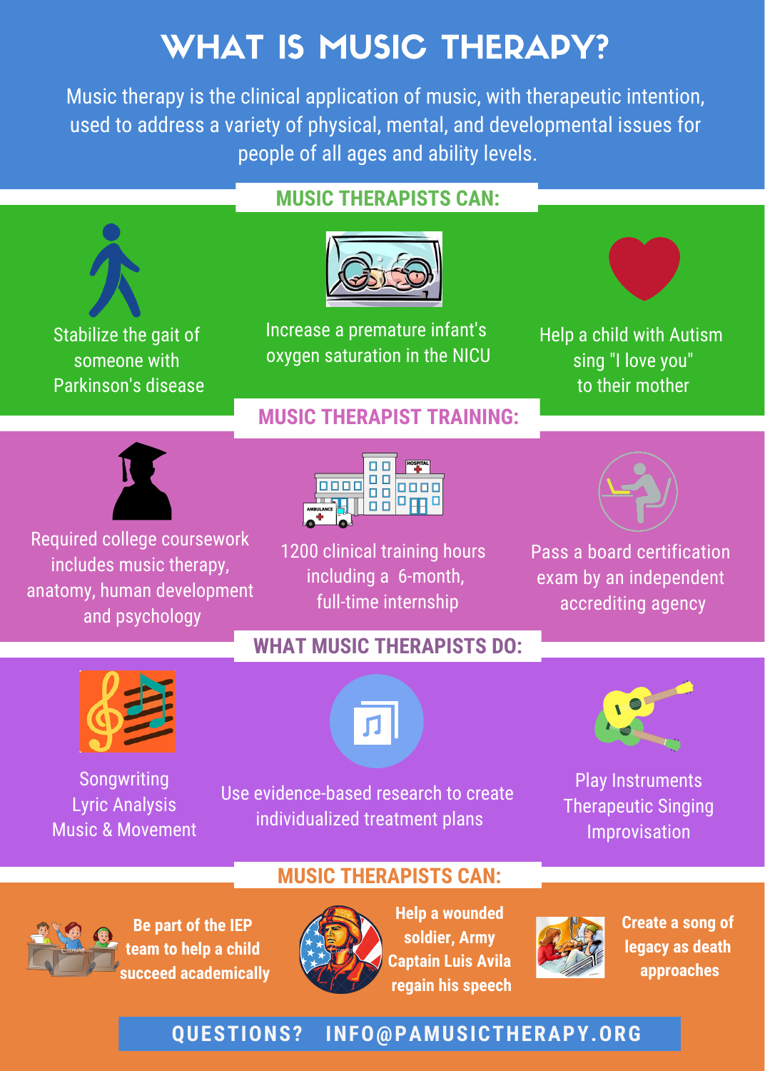# WHAT IS MUSIC THERAPY?

Music therapy is the clinical application of music, with therapeutic intention, used to address a variety of physical, mental, and developmental issues for people of all ages and ability levels.

## MUSIC THERAPISTS CAN:

- Stabilize the gait of someone with Parkinson's disease
- Increase a premature infant's oxygen saturation in the NICU
- Help a child with Autism sing "I love you" to their mother

## MUSIC THERAPIST TRAINING:

- Required college coursework includes music therapy, anatomy, human development and psychology
- 1200 clinical training hours including a 6-month, full-time internship
- Pass a board certification exam by an independent accrediting agency

## WHAT MUSIC THERAPISTS DO:

- Songwriting
- Lyric Analysis
- Music & Movement
- Use evidence-based research to create individualized treatment plans
- Play Instruments
- Therapeutic Singing
- Improvisation

## MUSIC THERAPISTS CAN:

- **Be part of the IEP team to help a child succeed academically**
- **Help a wounded soldier, Army Captain Luis Avila regain his speech**
- **Create a song of legacy as death approaches**

**QUESTIONS? INFO@PAMUSICTHERAPY.ORG**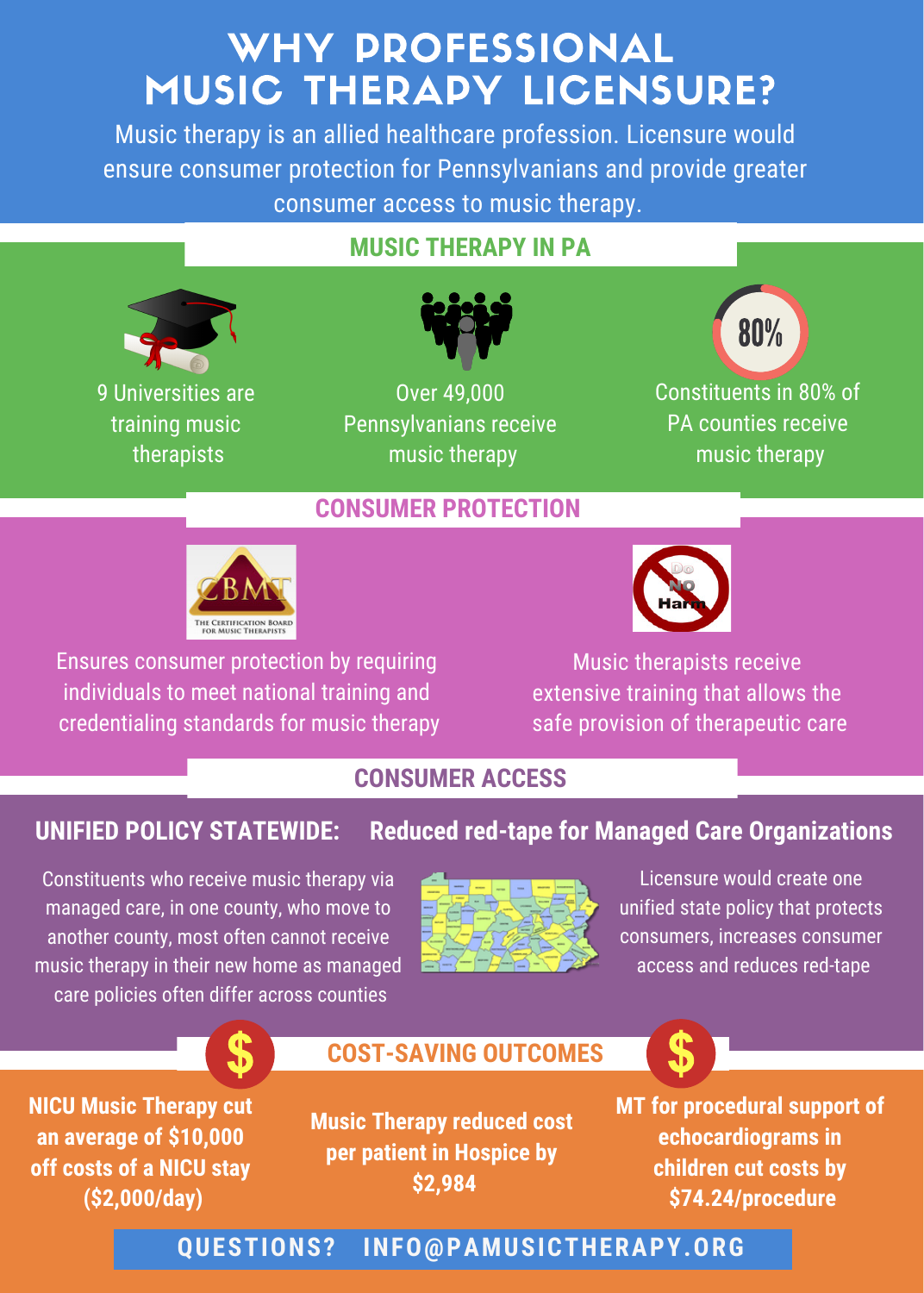# WHY PROFESSIONAL MUSIC THERAPY LICENSURE?

Music therapy is an allied healthcare profession. Licensure would ensure consumer protection for Pennsylvanians and provide greater consumer access to music therapy.

## MUSIC THERAPY IN PA

9 Universities are training music therapists

Over 49,000 Pennsylvanians receive music therapy

80%

Constituents in 80% of PA counties receive music therapy

## CONSUMER PROTECTION

CBMT
THE CERTIFICATION BOARD FOR MUSIC THERAPISTS

Ensures consumer protection by requiring individuals to meet national training and credentialing standards for music therapy

Do NO Harm

Music therapists receive extensive training that allows the safe provision of therapeutic care

## CONSUMER ACCESS

### UNIFIED POLICY STATEWIDE:

Constituents who receive music therapy via managed care, in one county, who move to another county, most often cannot receive music therapy in their new home as managed care policies often differ across counties

### Reduced red-tape for Managed Care Organizations

Licensure would create one unified state policy that protects consumers, increases consumer access and reduces red-tape

## COST-SAVING OUTCOMES

**NICU Music Therapy cut an average of $10,000 off costs of a NICU stay ($2,000/day)**

**Music Therapy reduced cost per patient in Hospice by $2,984**

**MT for procedural support of echocardiograms in children cut costs by $74.24/procedure**

**QUESTIONS? INFO@PAMUSICTHERAPY.ORG**